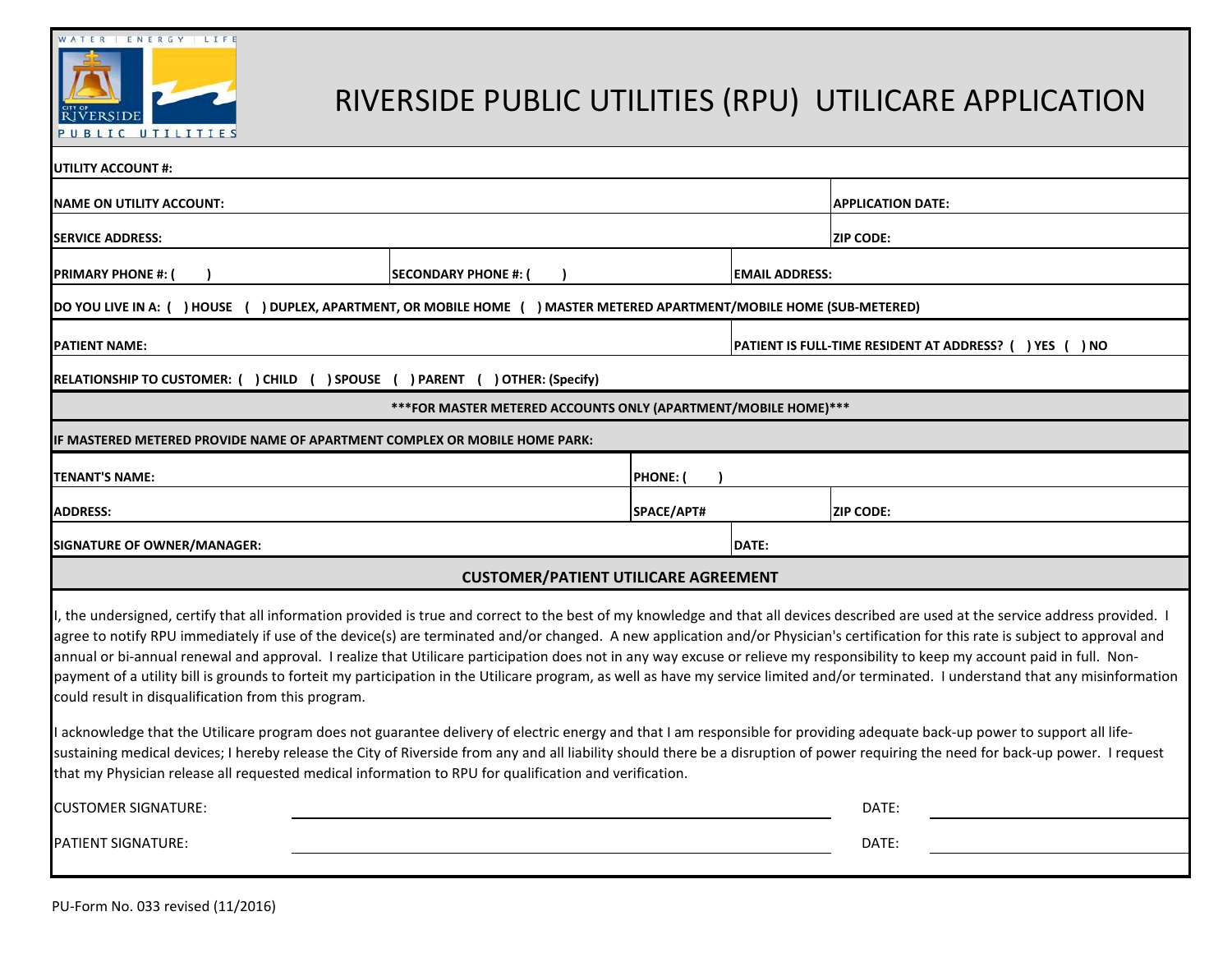WATER | ENERGY | LIFE
CITY OF RIVERSIDE PUBLIC UTILITIES

# RIVERSIDE PUBLIC UTILITIES (RPU) UTILICARE APPLICATION

**UTILITY ACCOUNT #:**

**NAME ON UTILITY ACCOUNT:** | **APPLICATION DATE:**

**SERVICE ADDRESS:** | **ZIP CODE:**

**PRIMARY PHONE #: (      )** | **SECONDARY PHONE #: (      )** | **EMAIL ADDRESS:**

**DO YOU LIVE IN A: (   ) HOUSE   (   ) DUPLEX, APARTMENT, OR MOBILE HOME   (   ) MASTER METERED APARTMENT/MOBILE HOME (SUB-METERED)**

**PATIENT NAME:** | **PATIENT IS FULL-TIME RESIDENT AT ADDRESS? (   ) YES   (   ) NO**

**RELATIONSHIP TO CUSTOMER: (   ) CHILD   (   ) SPOUSE   (   ) PARENT   (   ) OTHER: (Specify)**

**\*\*\*FOR MASTER METERED ACCOUNTS ONLY (APARTMENT/MOBILE HOME)\*\*\***

**IF MASTERED METERED PROVIDE NAME OF APARTMENT COMPLEX OR MOBILE HOME PARK:**

**TENANT'S NAME:** | **PHONE: (      )**

**ADDRESS:** | **SPACE/APT#** | **ZIP CODE:**

**SIGNATURE OF OWNER/MANAGER:** | **DATE:**

## CUSTOMER/PATIENT UTILICARE AGREEMENT

I, the undersigned, certify that all information provided is true and correct to the best of my knowledge and that all devices described are used at the service address provided. I agree to notify RPU immediately if use of the device(s) are terminated and/or changed. A new application and/or Physician's certification for this rate is subject to approval and annual or bi-annual renewal and approval. I realize that Utilicare participation does not in any way excuse or relieve my responsibility to keep my account paid in full. Non-payment of a utility bill is grounds to forteit my participation in the Utilicare program, as well as have my service limited and/or terminated. I understand that any misinformation could result in disqualification from this program.

I acknowledge that the Utilicare program does not guarantee delivery of electric energy and that I am responsible for providing adequate back-up power to support all life-sustaining medical devices; I hereby release the City of Riverside from any and all liability should there be a disruption of power requiring the need for back-up power. I request that my Physician release all requested medical information to RPU for qualification and verification.

CUSTOMER SIGNATURE: ______________________________ DATE: ______________

PATIENT SIGNATURE: ______________________________ DATE: ______________

PU-Form No. 033 revised (11/2016)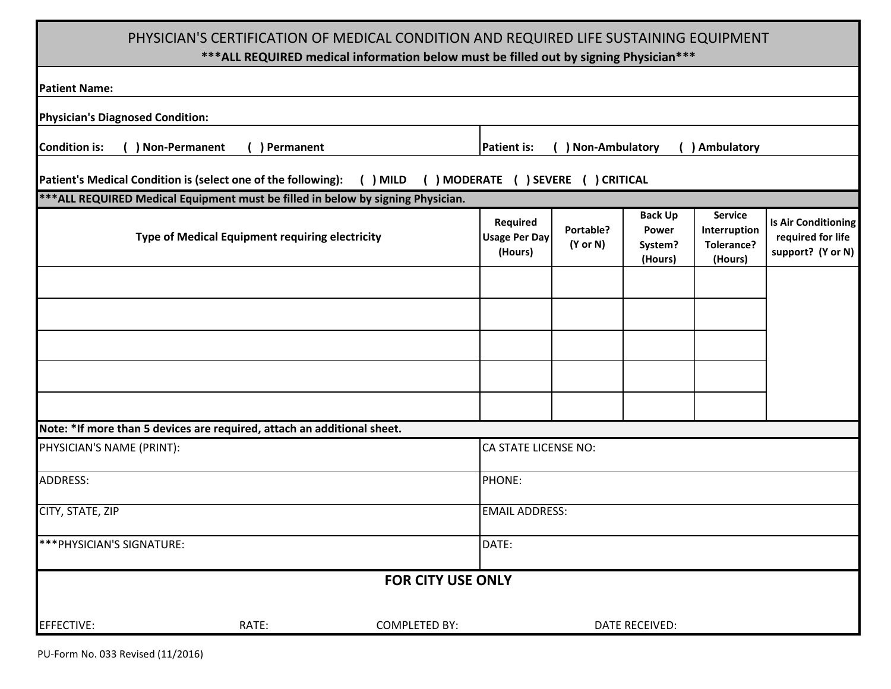# PHYSICIAN'S CERTIFICATION OF MEDICAL CONDITION AND REQUIRED LIFE SUSTAINING EQUIPMENT

**\*\*\*ALL REQUIRED medical information below must be filled out by signing Physician\*\*\***

**Patient Name:**

**Physician's Diagnosed Condition:**

**Condition is: ( ) Non-Permanent ( ) Permanent**

**Patient is: ( ) Non-Ambulatory ( ) Ambulatory**

**Patient's Medical Condition is (select one of the following): ( ) MILD ( ) MODERATE ( ) SEVERE ( ) CRITICAL**

**\*\*\*ALL REQUIRED Medical Equipment must be filled in below by signing Physician.**

| Type of Medical Equipment requiring electricity | Required Usage Per Day (Hours) | Portable? (Y or N) | Back Up Power System? (Hours) | Service Interruption Tolerance? (Hours) | Is Air Conditioning required for life support? (Y or N) |
|---|---|---|---|---|---|
| | | | | | |
| | | | | | |
| | | | | | |
| | | | | | |
| | | | | | |

**Note: \*If more than 5 devices are required, attach an additional sheet.**

| | |
|---|---|
| PHYSICIAN'S NAME (PRINT): | CA STATE LICENSE NO: |
| ADDRESS: | PHONE: |
| CITY, STATE, ZIP | EMAIL ADDRESS: |
| \*\*\*PHYSICIAN'S SIGNATURE: | DATE: |

## FOR CITY USE ONLY

EFFECTIVE: RATE: COMPLETED BY: DATE RECEIVED:

PU-Form No. 033 Revised (11/2016)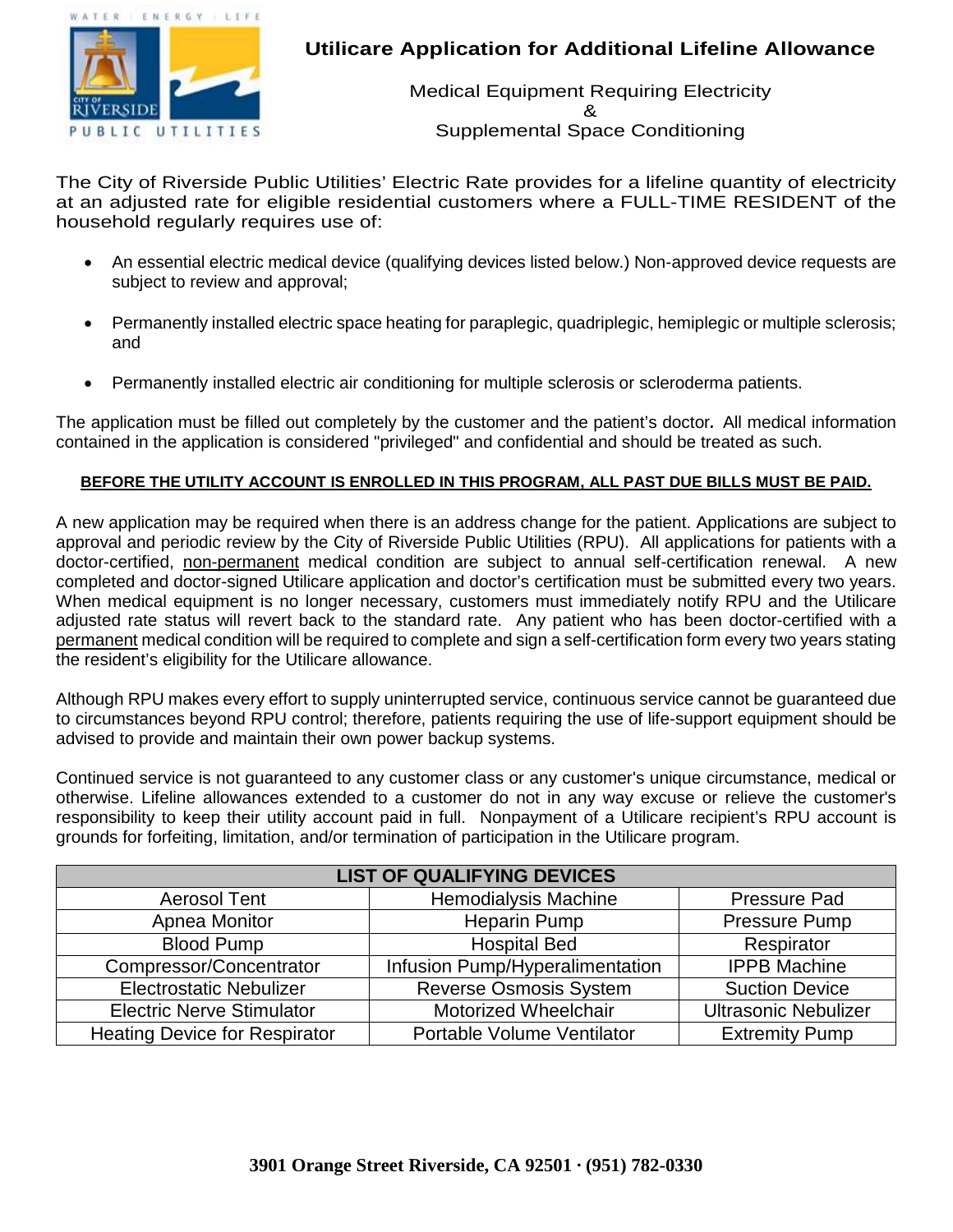# Utilicare Application for Additional Lifeline Allowance

Medical Equipment Requiring Electricity
&
Supplemental Space Conditioning

The City of Riverside Public Utilities' Electric Rate provides for a lifeline quantity of electricity at an adjusted rate for eligible residential customers where a FULL-TIME RESIDENT of the household regularly requires use of:

- An essential electric medical device (qualifying devices listed below.) Non-approved device requests are subject to review and approval;
- Permanently installed electric space heating for paraplegic, quadriplegic, hemiplegic or multiple sclerosis; and
- Permanently installed electric air conditioning for multiple sclerosis or scleroderma patients.

The application must be filled out completely by the customer and the patient's doctor. All medical information contained in the application is considered "privileged" and confidential and should be treated as such.

**BEFORE THE UTILITY ACCOUNT IS ENROLLED IN THIS PROGRAM, ALL PAST DUE BILLS MUST BE PAID.**

A new application may be required when there is an address change for the patient. Applications are subject to approval and periodic review by the City of Riverside Public Utilities (RPU). All applications for patients with a doctor-certified, non-permanent medical condition are subject to annual self-certification renewal. A new completed and doctor-signed Utilicare application and doctor's certification must be submitted every two years. When medical equipment is no longer necessary, customers must immediately notify RPU and the Utilicare adjusted rate status will revert back to the standard rate. Any patient who has been doctor-certified with a permanent medical condition will be required to complete and sign a self-certification form every two years stating the resident's eligibility for the Utilicare allowance.

Although RPU makes every effort to supply uninterrupted service, continuous service cannot be guaranteed due to circumstances beyond RPU control; therefore, patients requiring the use of life-support equipment should be advised to provide and maintain their own power backup systems.

Continued service is not guaranteed to any customer class or any customer's unique circumstance, medical or otherwise. Lifeline allowances extended to a customer do not in any way excuse or relieve the customer's responsibility to keep their utility account paid in full. Nonpayment of a Utilicare recipient's RPU account is grounds for forfeiting, limitation, and/or termination of participation in the Utilicare program.

| LIST OF QUALIFYING DEVICES | | |
|---|---|---|
| Aerosol Tent | Hemodialysis Machine | Pressure Pad |
| Apnea Monitor | Heparin Pump | Pressure Pump |
| Blood Pump | Hospital Bed | Respirator |
| Compressor/Concentrator | Infusion Pump/Hyperalimentation | IPPB Machine |
| Electrostatic Nebulizer | Reverse Osmosis System | Suction Device |
| Electric Nerve Stimulator | Motorized Wheelchair | Ultrasonic Nebulizer |
| Heating Device for Respirator | Portable Volume Ventilator | Extremity Pump |

**3901 Orange Street Riverside, CA 92501 · (951) 782-0330**